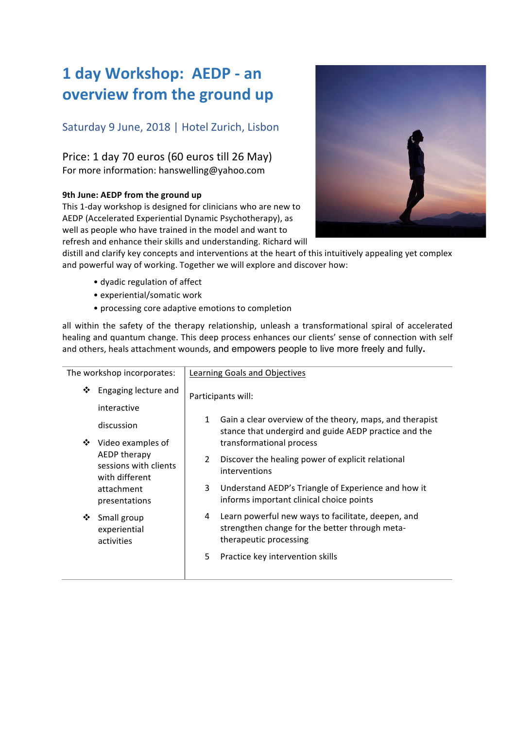# 1 day Workshop: AEDP - an overview from the ground up

## Saturday 9 June, 2018 | Hotel Zurich, Lisbon

Price: 1 day 70 euros (60 euros till 26 May)
For more information: hanswelling@yahoo.com

**9th June: AEDP from the ground up**

This 1-day workshop is designed for clinicians who are new to AEDP (Accelerated Experiential Dynamic Psychotherapy), as well as people who have trained in the model and want to refresh and enhance their skills and understanding. Richard will distill and clarify key concepts and interventions at the heart of this intuitively appealing yet complex and powerful way of working. Together we will explore and discover how:

- dyadic regulation of affect
- experiential/somatic work
- processing core adaptive emotions to completion

all within the safety of the therapy relationship, unleash a transformational spiral of accelerated healing and quantum change. This deep process enhances our clients' sense of connection with self and others, heals attachment wounds, and empowers people to live more freely and fully.

| The workshop incorporates: | Learning Goals and Objectives |
|---|---|
| ❖ Engaging lecture and interactive discussion<br>❖ Video examples of AEDP therapy sessions with clients with different attachment presentations<br>❖ Small group experiential activities | Participants will:<br>1 Gain a clear overview of the theory, maps, and therapist stance that undergird and guide AEDP practice and the transformational process<br>2 Discover the healing power of explicit relational interventions<br>3 Understand AEDP's Triangle of Experience and how it informs important clinical choice points<br>4 Learn powerful new ways to facilitate, deepen, and strengthen change for the better through meta-therapeutic processing<br>5 Practice key intervention skills |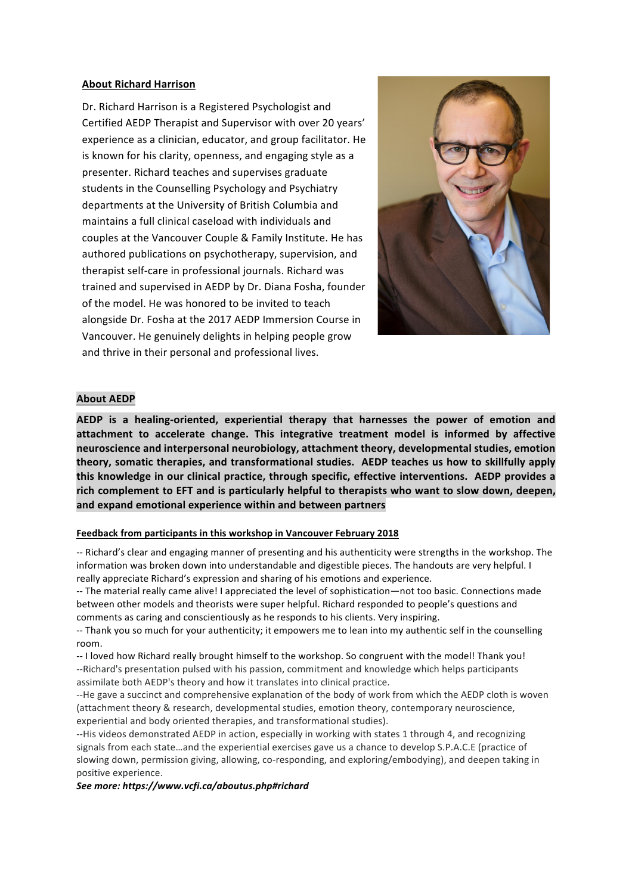## About Richard Harrison

Dr. Richard Harrison is a Registered Psychologist and Certified AEDP Therapist and Supervisor with over 20 years' experience as a clinician, educator, and group facilitator. He is known for his clarity, openness, and engaging style as a presenter. Richard teaches and supervises graduate students in the Counselling Psychology and Psychiatry departments at the University of British Columbia and maintains a full clinical caseload with individuals and couples at the Vancouver Couple & Family Institute. He has authored publications on psychotherapy, supervision, and therapist self-care in professional journals. Richard was trained and supervised in AEDP by Dr. Diana Fosha, founder of the model. He was honored to be invited to teach alongside Dr. Fosha at the 2017 AEDP Immersion Course in Vancouver. He genuinely delights in helping people grow and thrive in their personal and professional lives.

## About AEDP

**AEDP is a healing-oriented, experiential therapy that harnesses the power of emotion and attachment to accelerate change. This integrative treatment model is informed by affective neuroscience and interpersonal neurobiology, attachment theory, developmental studies, emotion theory, somatic therapies, and transformational studies. AEDP teaches us how to skillfully apply this knowledge in our clinical practice, through specific, effective interventions. AEDP provides a rich complement to EFT and is particularly helpful to therapists who want to slow down, deepen, and expand emotional experience within and between partners**

### Feedback from participants in this workshop in Vancouver February 2018

-- Richard's clear and engaging manner of presenting and his authenticity were strengths in the workshop. The information was broken down into understandable and digestible pieces. The handouts are very helpful. I really appreciate Richard's expression and sharing of his emotions and experience.

-- The material really came alive! I appreciated the level of sophistication—not too basic. Connections made between other models and theorists were super helpful. Richard responded to people's questions and comments as caring and conscientiously as he responds to his clients. Very inspiring.

-- Thank you so much for your authenticity; it empowers me to lean into my authentic self in the counselling room.

-- I loved how Richard really brought himself to the workshop. So congruent with the model! Thank you!

--Richard's presentation pulsed with his passion, commitment and knowledge which helps participants assimilate both AEDP's theory and how it translates into clinical practice.

--He gave a succinct and comprehensive explanation of the body of work from which the AEDP cloth is woven (attachment theory & research, developmental studies, emotion theory, contemporary neuroscience, experiential and body oriented therapies, and transformational studies).

--His videos demonstrated AEDP in action, especially in working with states 1 through 4, and recognizing signals from each state…and the experiential exercises gave us a chance to develop S.P.A.C.E (practice of slowing down, permission giving, allowing, co-responding, and exploring/embodying), and deepen taking in positive experience.

***See more: https://www.vcfi.ca/aboutus.php#richard***